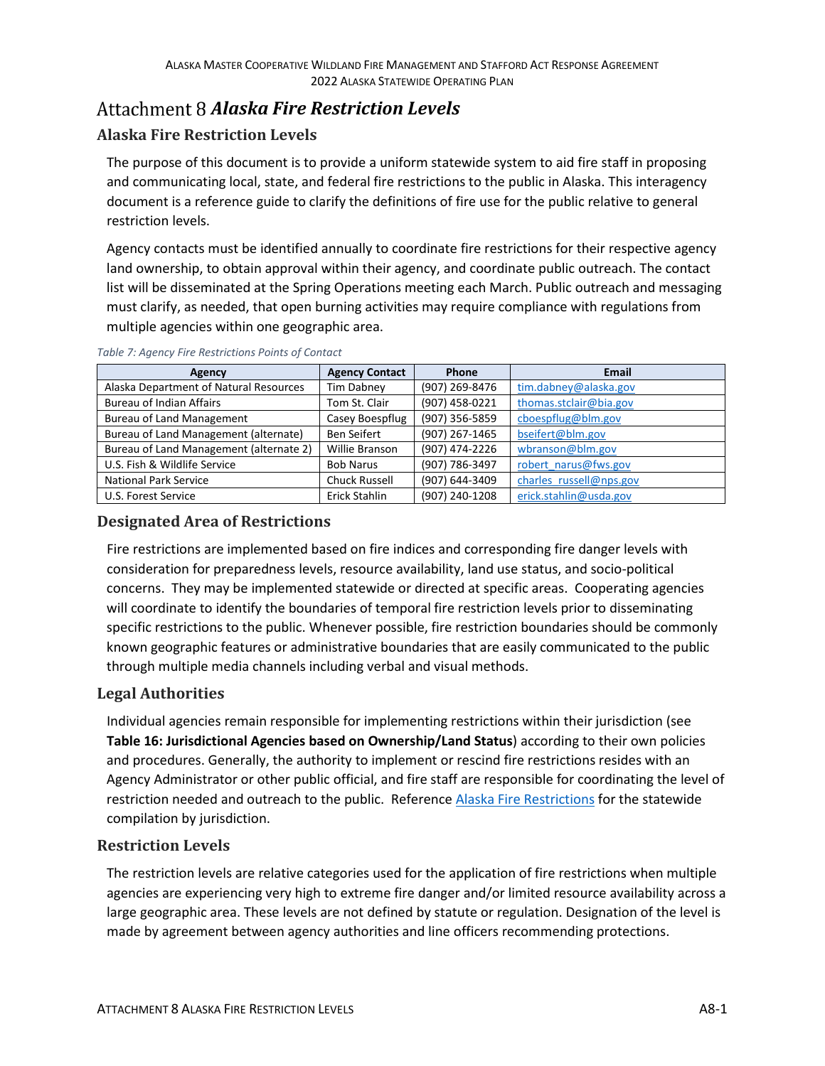# Attachment 8 *Alaska Fire Restriction Levels*

## Alaska Fire Restriction Levels

The purpose of this document is to provide a uniform statewide system to aid fire staff in proposing and communicating local, state, and federal fire restrictions to the public in Alaska. This interagency document is a reference guide to clarify the definitions of fire use for the public relative to general restriction levels.

Agency contacts must be identified annually to coordinate fire restrictions for their respective agency land ownership, to obtain approval within their agency, and coordinate public outreach. The contact list will be disseminated at the Spring Operations meeting each March. Public outreach and messaging must clarify, as needed, that open burning activities may require compliance with regulations from multiple agencies within one geographic area.

*Table 7: Agency Fire Restrictions Points of Contact*

| Agency | Agency Contact | Phone | Email |
|---|---|---|---|
| Alaska Department of Natural Resources | Tim Dabney | (907) 269-8476 | tim.dabney@alaska.gov |
| Bureau of Indian Affairs | Tom St. Clair | (907) 458-0221 | thomas.stclair@bia.gov |
| Bureau of Land Management | Casey Boespflug | (907) 356-5859 | cboespflug@blm.gov |
| Bureau of Land Management (alternate) | Ben Seifert | (907) 267-1465 | bseifert@blm.gov |
| Bureau of Land Management (alternate 2) | Willie Branson | (907) 474-2226 | wbranson@blm.gov |
| U.S. Fish & Wildlife Service | Bob Narus | (907) 786-3497 | robert_narus@fws.gov |
| National Park Service | Chuck Russell | (907) 644-3409 | charles_russell@nps.gov |
| U.S. Forest Service | Erick Stahlin | (907) 240-1208 | erick.stahlin@usda.gov |

## Designated Area of Restrictions

Fire restrictions are implemented based on fire indices and corresponding fire danger levels with consideration for preparedness levels, resource availability, land use status, and socio-political concerns. They may be implemented statewide or directed at specific areas. Cooperating agencies will coordinate to identify the boundaries of temporal fire restriction levels prior to disseminating specific restrictions to the public. Whenever possible, fire restriction boundaries should be commonly known geographic features or administrative boundaries that are easily communicated to the public through multiple media channels including verbal and visual methods.

## Legal Authorities

Individual agencies remain responsible for implementing restrictions within their jurisdiction (see **Table 16: Jurisdictional Agencies based on Ownership/Land Status**) according to their own policies and procedures. Generally, the authority to implement or rescind fire restrictions resides with an Agency Administrator or other public official, and fire staff are responsible for coordinating the level of restriction needed and outreach to the public. Reference Alaska Fire Restrictions for the statewide compilation by jurisdiction.

## Restriction Levels

The restriction levels are relative categories used for the application of fire restrictions when multiple agencies are experiencing very high to extreme fire danger and/or limited resource availability across a large geographic area. These levels are not defined by statute or regulation. Designation of the level is made by agreement between agency authorities and line officers recommending protections.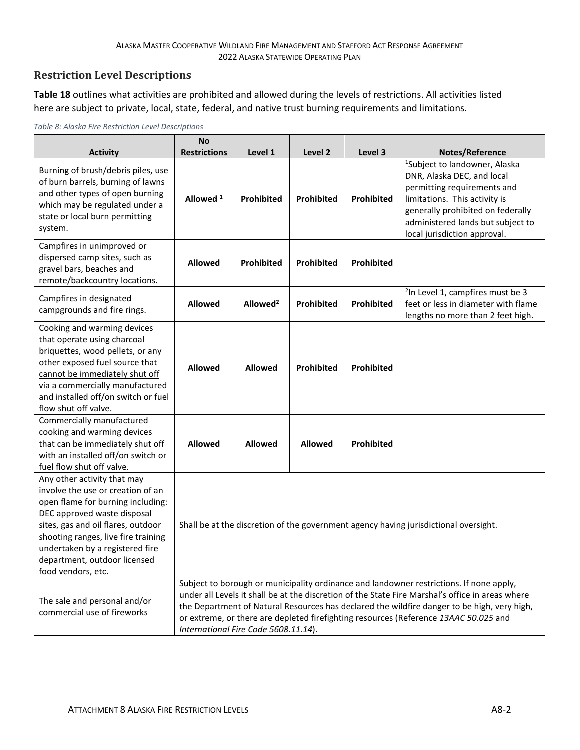## Restriction Level Descriptions

**Table 18** outlines what activities are prohibited and allowed during the levels of restrictions. All activities listed here are subject to private, local, state, federal, and native trust burning requirements and limitations.

*Table 8: Alaska Fire Restriction Level Descriptions*

| Activity | No Restrictions | Level 1 | Level 2 | Level 3 | Notes/Reference |
|---|---|---|---|---|---|
| Burning of brush/debris piles, use of burn barrels, burning of lawns and other types of open burning which may be regulated under a state or local burn permitting system. | **Allowed [1]** | **Prohibited** | **Prohibited** | **Prohibited** | [1]Subject to landowner, Alaska DNR, Alaska DEC, and local permitting requirements and limitations. This activity is generally prohibited on federally administered lands but subject to local jurisdiction approval. |
| Campfires in unimproved or dispersed camp sites, such as gravel bars, beaches and remote/backcountry locations. | **Allowed** | **Prohibited** | **Prohibited** | **Prohibited** | |
| Campfires in designated campgrounds and fire rings. | **Allowed** | **Allowed[2]** | **Prohibited** | **Prohibited** | [2]In Level 1, campfires must be 3 feet or less in diameter with flame lengths no more than 2 feet high. |
| Cooking and warming devices that operate using charcoal briquettes, wood pellets, or any other exposed fuel source that cannot be immediately shut off via a commercially manufactured and installed off/on switch or fuel flow shut off valve. | **Allowed** | **Allowed** | **Prohibited** | **Prohibited** | |
| Commercially manufactured cooking and warming devices that can be immediately shut off with an installed off/on switch or fuel flow shut off valve. | **Allowed** | **Allowed** | **Allowed** | **Prohibited** | |
| Any other activity that may involve the use or creation of an open flame for burning including: DEC approved waste disposal sites, gas and oil flares, outdoor shooting ranges, live fire training undertaken by a registered fire department, outdoor licensed food vendors, etc. | Shall be at the discretion of the government agency having jurisdictional oversight. | | | | |
| The sale and personal and/or commercial use of fireworks | Subject to borough or municipality ordinance and landowner restrictions. If none apply, under all Levels it shall be at the discretion of the State Fire Marshal's office in areas where the Department of Natural Resources has declared the wildfire danger to be high, very high, or extreme, or there are depleted firefighting resources (Reference *13AAC 50.025* and *International Fire Code 5608.11.14*). | | | | |